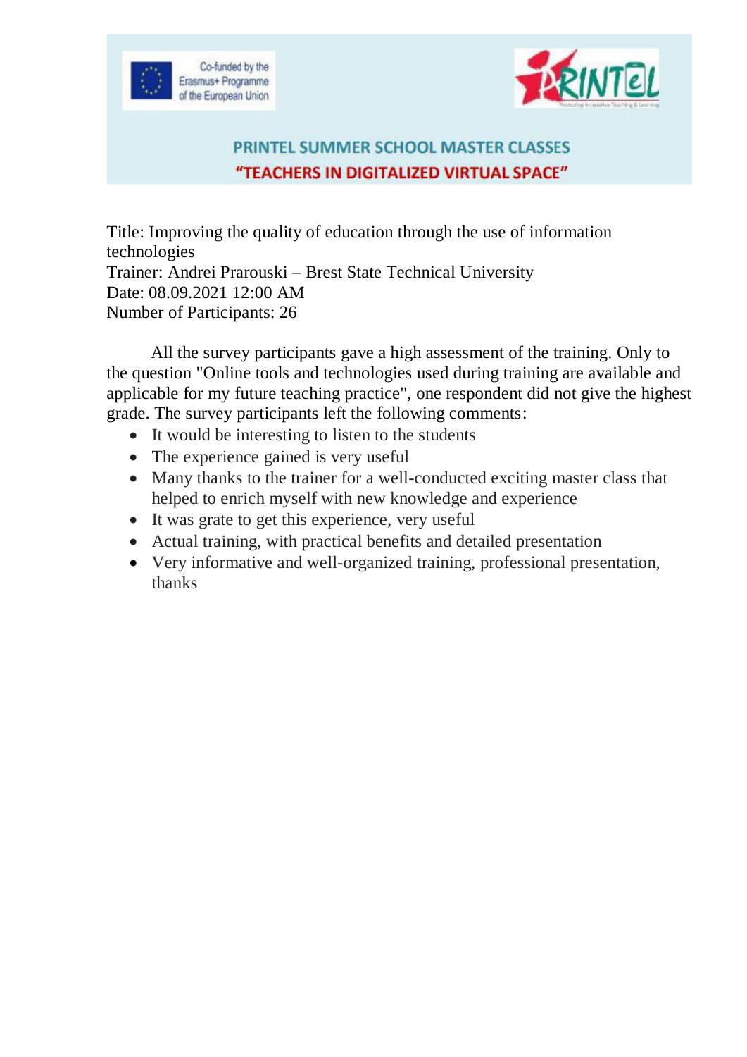Co-funded by the Erasmus+ Programme of the European Union

PRINTeL

## PRINTEL SUMMER SCHOOL MASTER CLASSES

## "TEACHERS IN DIGITALIZED VIRTUAL SPACE"

Title: Improving the quality of education through the use of information technologies
Trainer: Andrei Prarouski – Brest State Technical University
Date: 08.09.2021 12:00 AM
Number of Participants: 26

All the survey participants gave a high assessment of the training. Only to the question "Online tools and technologies used during training are available and applicable for my future teaching practice", one respondent did not give the highest grade. The survey participants left the following comments:

- It would be interesting to listen to the students
- The experience gained is very useful
- Many thanks to the trainer for a well-conducted exciting master class that helped to enrich myself with new knowledge and experience
- It was grate to get this experience, very useful
- Actual training, with practical benefits and detailed presentation
- Very informative and well-organized training, professional presentation, thanks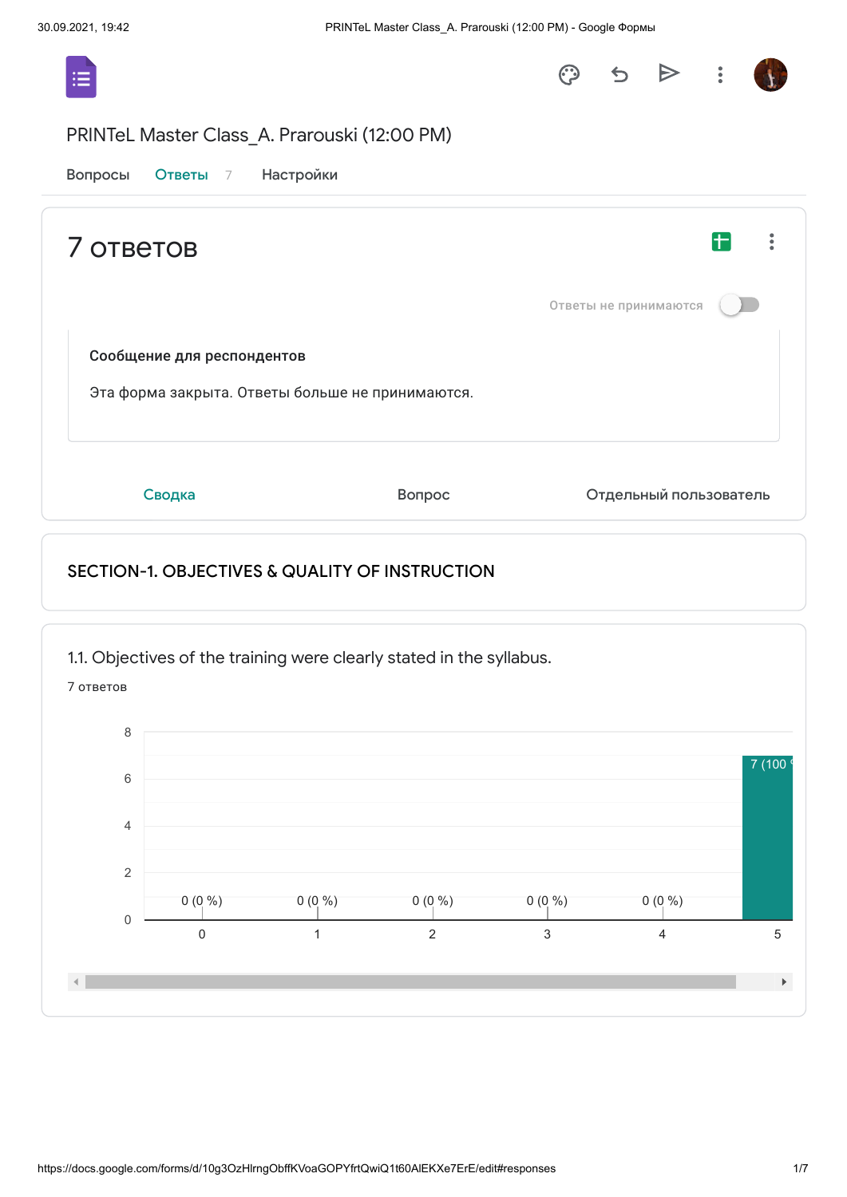# PRINTeL Master Class_A. Prarouski (12:00 PM)

Вопросы Ответы 7 Настройки

## 7 ответов

Ответы не принимаются

**Сообщение для респондентов**

Эта форма закрыта. Ответы больше не принимаются.

Сводка Вопрос Отдельный пользователь

## SECTION-1. OBJECTIVES & QUALITY OF INSTRUCTION

### 1.1. Objectives of the training were clearly stated in the syllabus.

7 ответов

| Rating | Responses |
|---|---|
| 0 | 0 (0 %) |
| 1 | 0 (0 %) |
| 2 | 0 (0 %) |
| 3 | 0 (0 %) |
| 4 | 0 (0 %) |
| 5 | 7 (100 |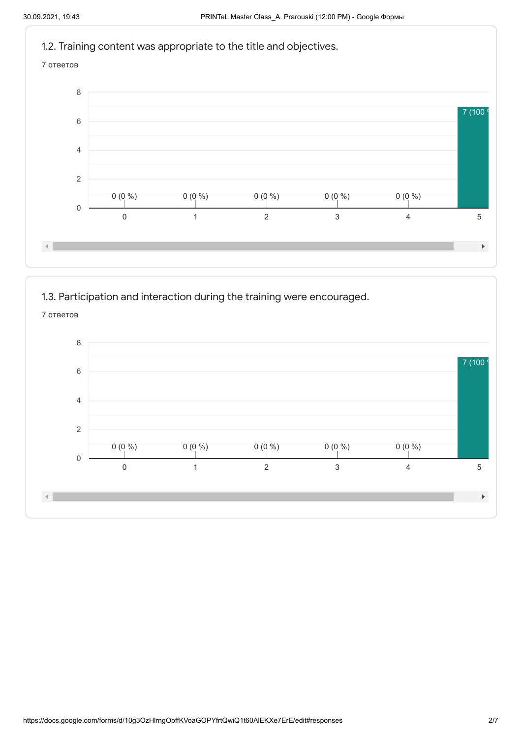## 1.2. Training content was appropriate to the title and objectives.

7 ответов

| Score | Responses |
|---|---|
| 0 | 0 (0 %) |
| 1 | 0 (0 %) |
| 2 | 0 (0 %) |
| 3 | 0 (0 %) |
| 4 | 0 (0 %) |
| 5 | 7 (100 % |

## 1.3. Participation and interaction during the training were encouraged.

7 ответов

| Score | Responses |
|---|---|
| 0 | 0 (0 %) |
| 1 | 0 (0 %) |
| 2 | 0 (0 %) |
| 3 | 0 (0 %) |
| 4 | 0 (0 %) |
| 5 | 7 (100 % |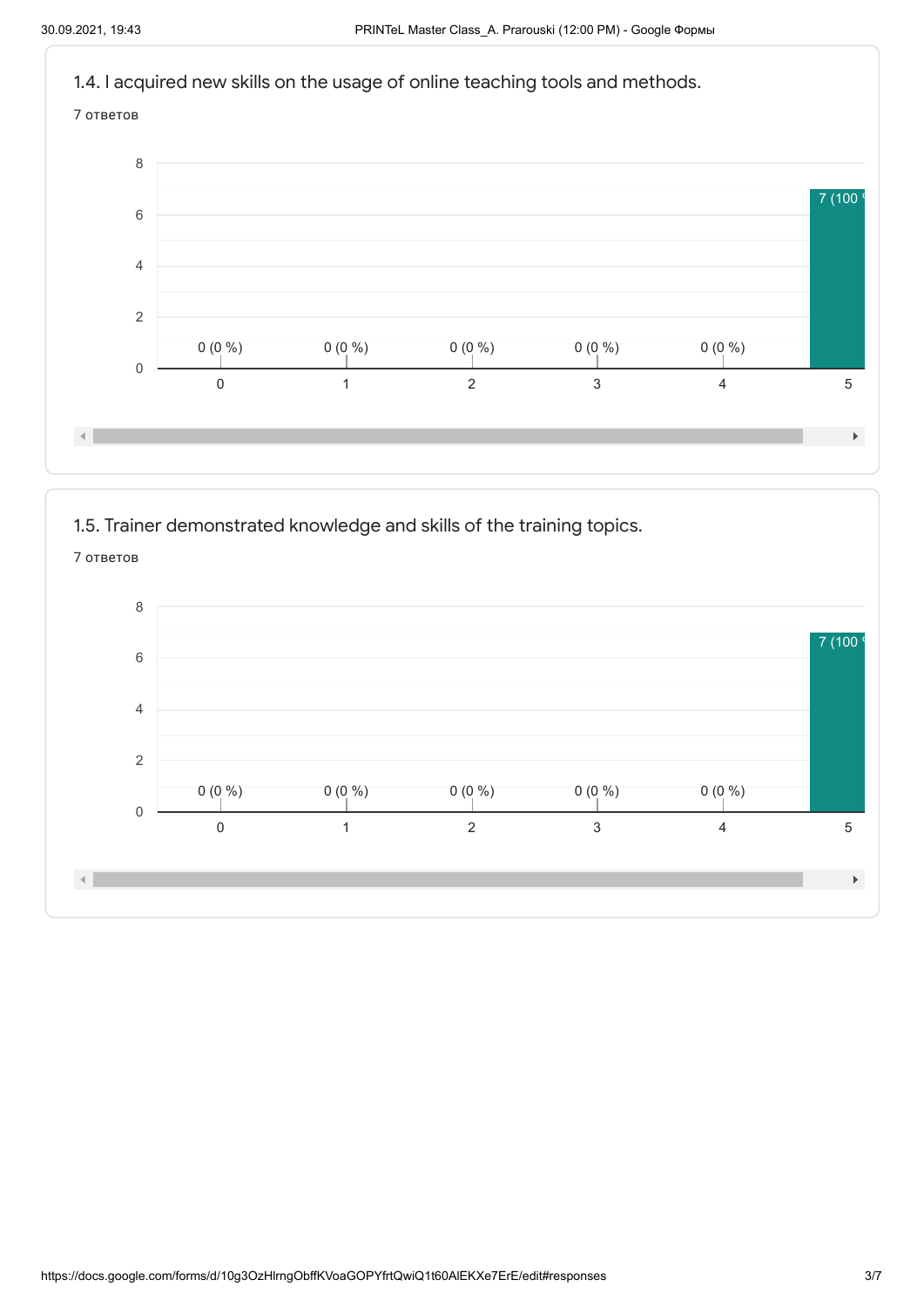1.4. I acquired new skills on the usage of online teaching tools and methods.

7 ответов

| Score | Responses |
|---|---|
| 0 | 0 (0 %) |
| 1 | 0 (0 %) |
| 2 | 0 (0 %) |
| 3 | 0 (0 %) |
| 4 | 0 (0 %) |
| 5 | 7 (100 |

1.5. Trainer demonstrated knowledge and skills of the training topics.

7 ответов

| Score | Responses |
|---|---|
| 0 | 0 (0 %) |
| 1 | 0 (0 %) |
| 2 | 0 (0 %) |
| 3 | 0 (0 %) |
| 4 | 0 (0 %) |
| 5 | 7 (100 |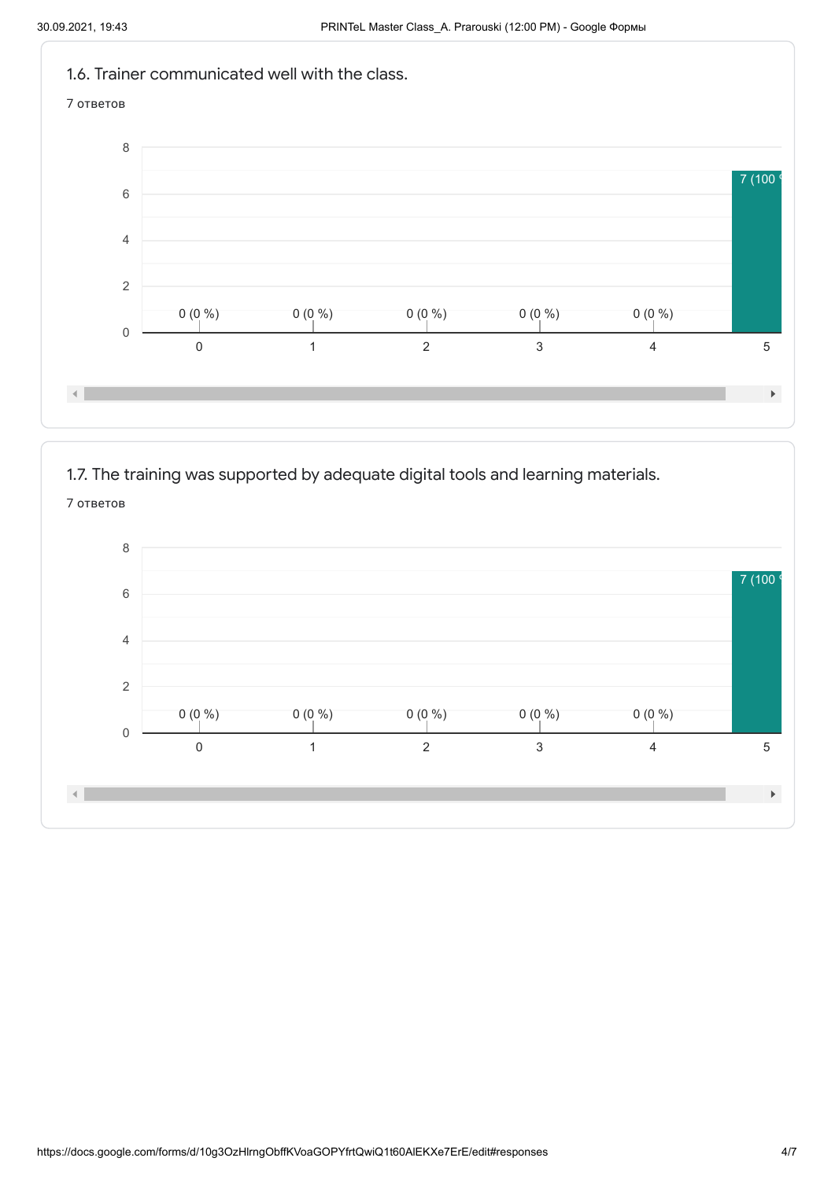### 1.6. Trainer communicated well with the class.

7 ответов

| Rating | Responses |
| --- | --- |
| 0 | 0 (0 %) |
| 1 | 0 (0 %) |
| 2 | 0 (0 %) |
| 3 | 0 (0 %) |
| 4 | 0 (0 %) |
| 5 | 7 (100 % |

### 1.7. The training was supported by adequate digital tools and learning materials.

7 ответов

| Rating | Responses |
| --- | --- |
| 0 | 0 (0 %) |
| 1 | 0 (0 %) |
| 2 | 0 (0 %) |
| 3 | 0 (0 %) |
| 4 | 0 (0 %) |
| 5 | 7 (100 % |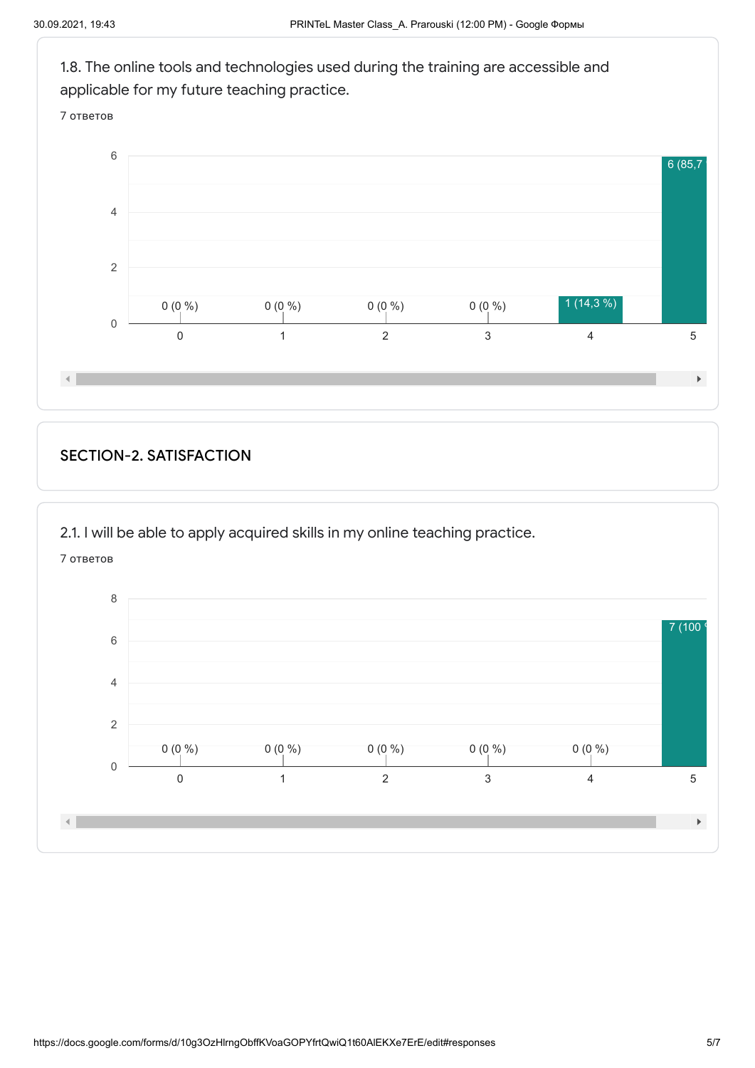1.8. The online tools and technologies used during the training are accessible and applicable for my future teaching practice.

7 ответов

| Rating | Responses |
|---|---|
| 0 | 0 (0 %) |
| 1 | 0 (0 %) |
| 2 | 0 (0 %) |
| 3 | 0 (0 %) |
| 4 | 1 (14,3 %) |
| 5 | 6 (85,7 |

## SECTION-2. SATISFACTION

2.1. I will be able to apply acquired skills in my online teaching practice.

7 ответов

| Rating | Responses |
|---|---|
| 0 | 0 (0 %) |
| 1 | 0 (0 %) |
| 2 | 0 (0 %) |
| 3 | 0 (0 %) |
| 4 | 0 (0 %) |
| 5 | 7 (100 |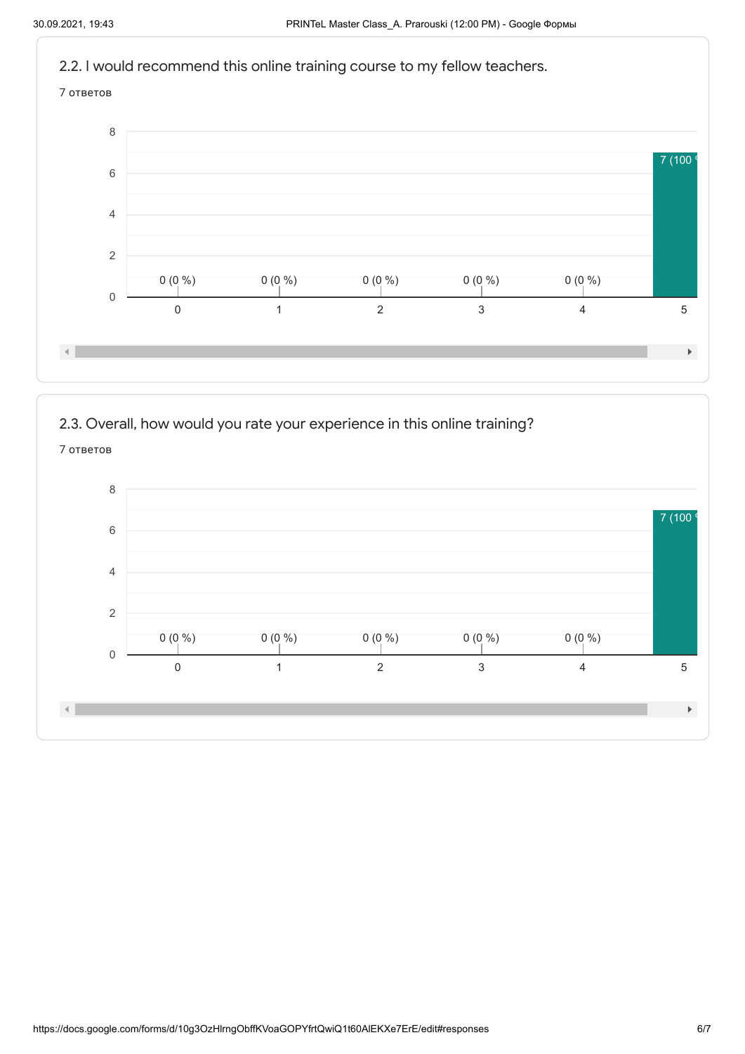## 2.2. I would recommend this online training course to my fellow teachers.

7 ответов

| Rating | Count |
|---|---|
| 0 | 0 (0 %) |
| 1 | 0 (0 %) |
| 2 | 0 (0 %) |
| 3 | 0 (0 %) |
| 4 | 0 (0 %) |
| 5 | 7 (100 % |

## 2.3. Overall, how would you rate your experience in this online training?

7 ответов

| Rating | Count |
|---|---|
| 0 | 0 (0 %) |
| 1 | 0 (0 %) |
| 2 | 0 (0 %) |
| 3 | 0 (0 %) |
| 4 | 0 (0 %) |
| 5 | 7 (100 % |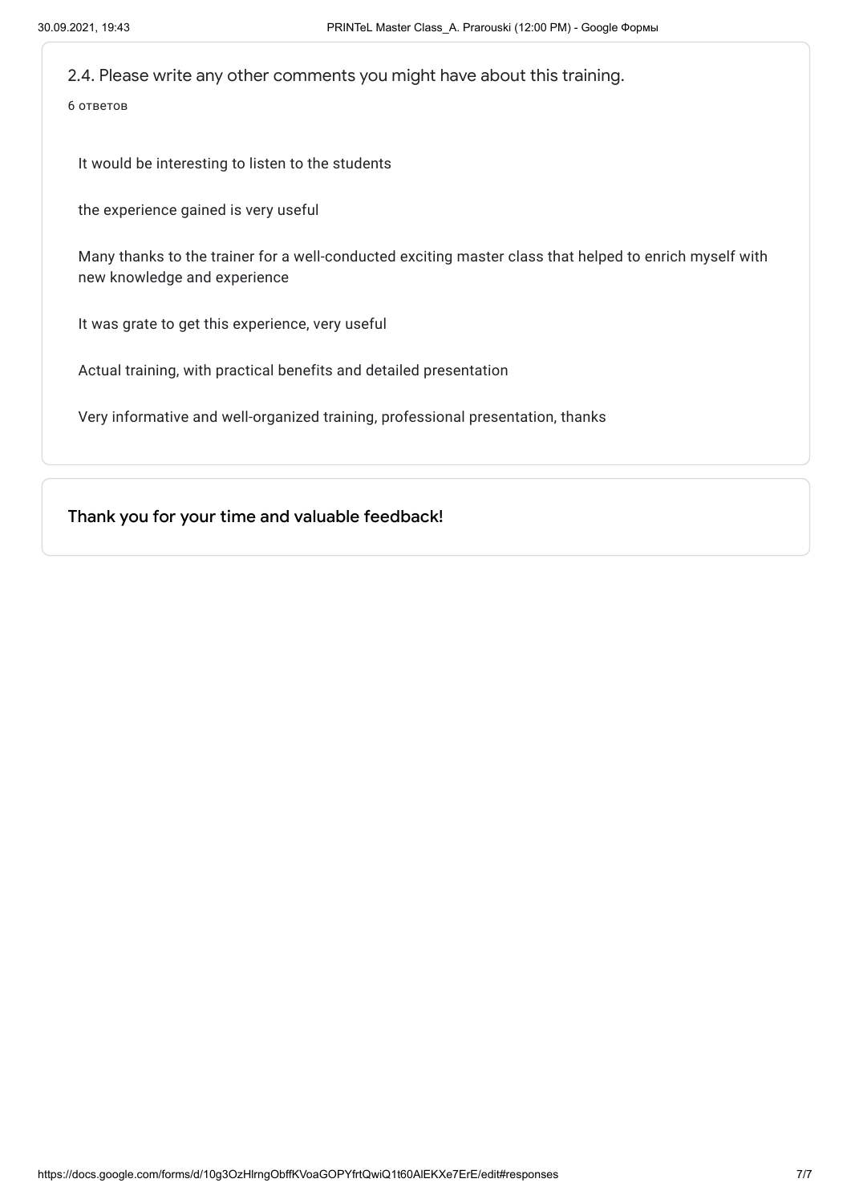2.4. Please write any other comments you might have about this training.

6 ответов

It would be interesting to listen to the students

the experience gained is very useful

Many thanks to the trainer for a well-conducted exciting master class that helped to enrich myself with new knowledge and experience

It was grate to get this experience, very useful

Actual training, with practical benefits and detailed presentation

Very informative and well-organized training, professional presentation, thanks

Thank you for your time and valuable feedback!